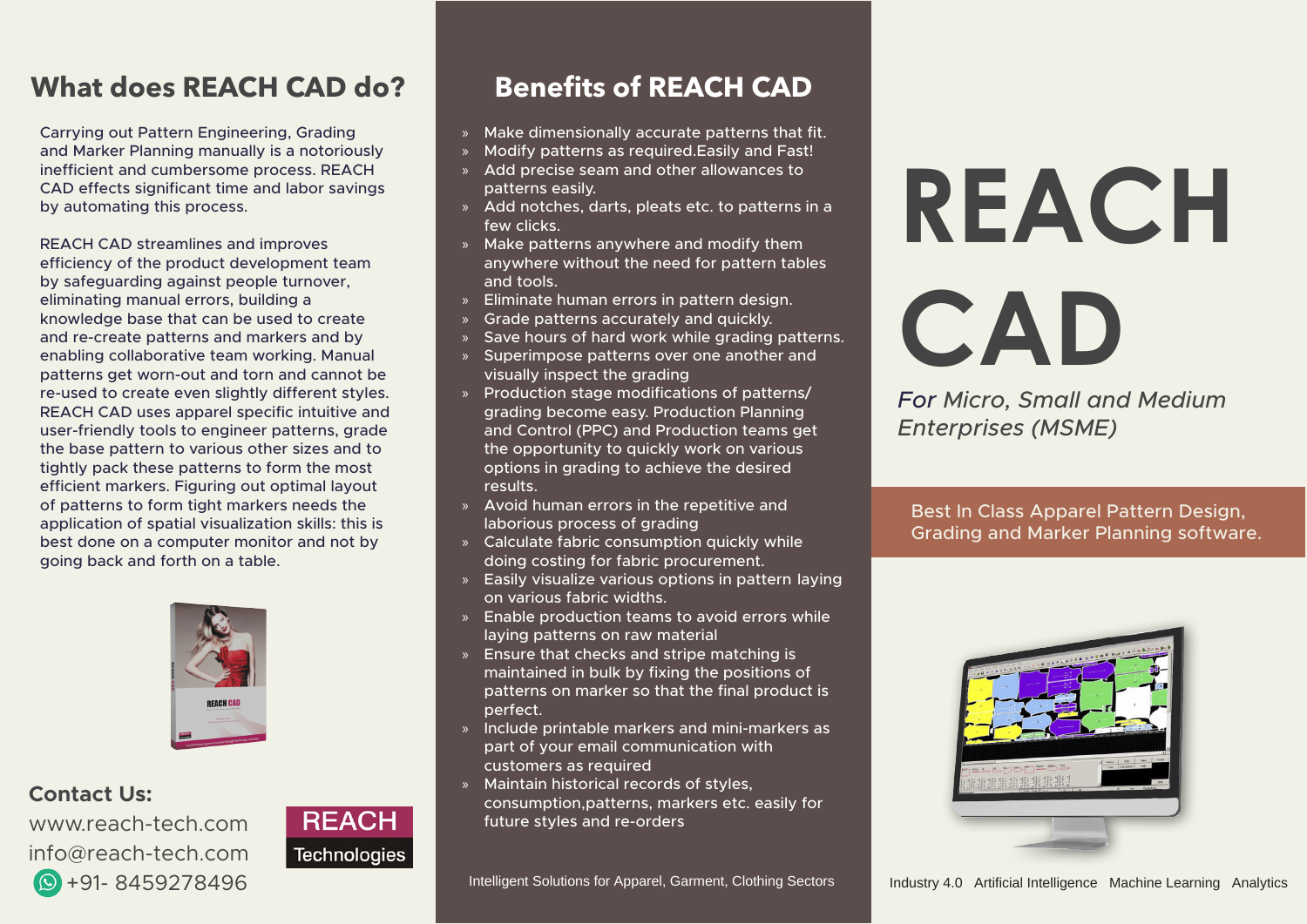## What does REACH CAD do?

Carrying out Pattern Engineering, Grading and Marker Planning manually is a notoriously inefficient and cumbersome process. REACH CAD effects significant time and labor savings by automating this process.

REACH CAD streamlines and improves efficiency of the product development team by safeguarding against people turnover, eliminating manual errors, building a knowledge base that can be used to create and re-create patterns and markers and by enabling collaborative team working. Manual patterns get worn-out and torn and cannot be re-used to create even slightly different styles. REACH CAD uses apparel specific intuitive and user-friendly tools to engineer patterns, grade the base pattern to various other sizes and to tightly pack these patterns to form the most efficient markers. Figuring out optimal layout of patterns to form tight markers needs the application of spatial visualization skills: this is best done on a computer monitor and not by going back and forth on a table.

### Contact Us:

www.reach-tech.com
info@reach-tech.com
+91- 8459278496

REACH Technologies

## Benefits of REACH CAD

- Make dimensionally accurate patterns that fit.
- Modify patterns as required.Easily and Fast!
- Add precise seam and other allowances to patterns easily.
- Add notches, darts, pleats etc. to patterns in a few clicks.
- Make patterns anywhere and modify them anywhere without the need for pattern tables and tools.
- Eliminate human errors in pattern design.
- Grade patterns accurately and quickly.
- Save hours of hard work while grading patterns.
- Superimpose patterns over one another and visually inspect the grading
- Production stage modifications of patterns/ grading become easy. Production Planning and Control (PPC) and Production teams get the opportunity to quickly work on various options in grading to achieve the desired results.
- Avoid human errors in the repetitive and laborious process of grading
- Calculate fabric consumption quickly while doing costing for fabric procurement.
- Easily visualize various options in pattern laying on various fabric widths.
- Enable production teams to avoid errors while laying patterns on raw material
- Ensure that checks and stripe matching is maintained in bulk by fixing the positions of patterns on marker so that the final product is perfect.
- Include printable markers and mini-markers as part of your email communication with customers as required
- Maintain historical records of styles, consumption,patterns, markers etc. easily for future styles and re-orders

Intelligent Solutions for Apparel, Garment, Clothing Sectors

# REACH CAD

*For Micro, Small and Medium Enterprises (MSME)*

Best In Class Apparel Pattern Design, Grading and Marker Planning software.

Industry 4.0 Artificial Intelligence Machine Learning Analytics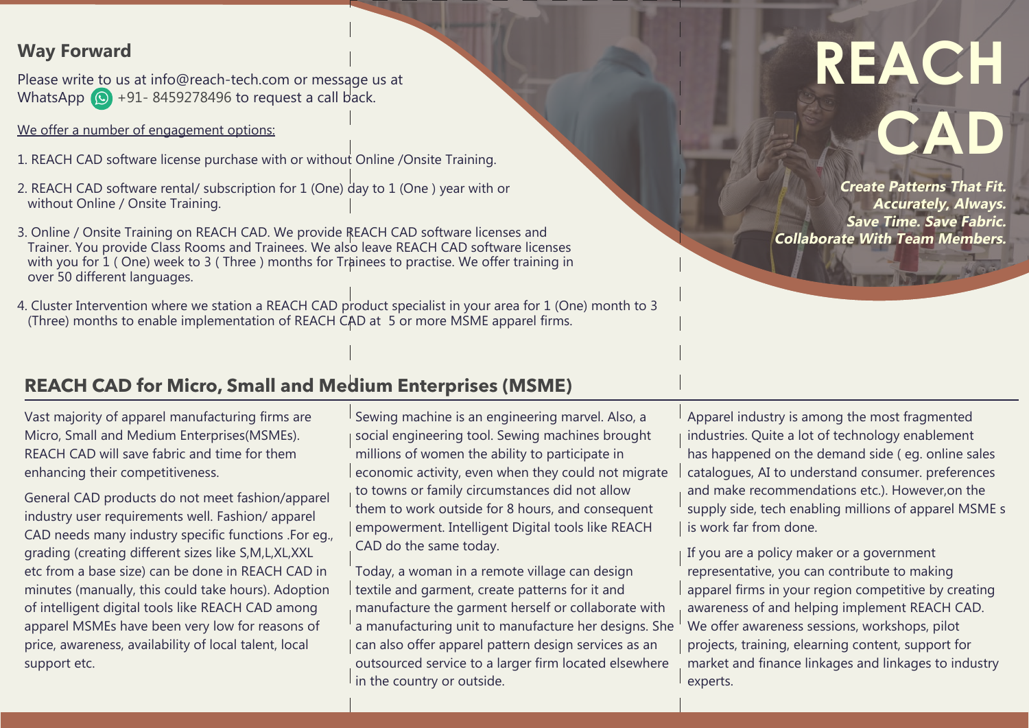## Way Forward

Please write to us at info@reach-tech.com or message us at WhatsApp +91- 8459278496 to request a call back.

We offer a number of engagement options:

1. REACH CAD software license purchase with or without Online /Onsite Training.
2. REACH CAD software rental/ subscription for 1 (One) day to 1 (One ) year with or without Online / Onsite Training.
3. Online / Onsite Training on REACH CAD. We provide REACH CAD software licenses and Trainer. You provide Class Rooms and Trainees. We also leave REACH CAD software licenses with you for 1 ( One) week to 3 ( Three ) months for Trainees to practise. We offer training in over 50 different languages.
4. Cluster Intervention where we station a REACH CAD product specialist in your area for 1 (One) month to 3 (Three) months to enable implementation of REACH CAD at 5 or more MSME apparel firms.

# REACH CAD

***Create Patterns That Fit. Accurately, Always. Save Time. Save Fabric. Collaborate With Team Members.***

## REACH CAD for Micro, Small and Medium Enterprises (MSME)

Vast majority of apparel manufacturing firms are Micro, Small and Medium Enterprises(MSMEs). REACH CAD will save fabric and time for them enhancing their competitiveness.

General CAD products do not meet fashion/apparel industry user requirements well. Fashion/ apparel CAD needs many industry specific functions .For eg., grading (creating different sizes like S,M,L,XL,XXL etc from a base size) can be done in REACH CAD in minutes (manually, this could take hours). Adoption of intelligent digital tools like REACH CAD among apparel MSMEs have been very low for reasons of price, awareness, availability of local talent, local support etc.

Sewing machine is an engineering marvel. Also, a social engineering tool. Sewing machines brought millions of women the ability to participate in economic activity, even when they could not migrate to towns or family circumstances did not allow them to work outside for 8 hours, and consequent empowerment. Intelligent Digital tools like REACH CAD do the same today.

Today, a woman in a remote village can design textile and garment, create patterns for it and manufacture the garment herself or collaborate with a manufacturing unit to manufacture her designs. She can also offer apparel pattern design services as an outsourced service to a larger firm located elsewhere in the country or outside.

Apparel industry is among the most fragmented industries. Quite a lot of technology enablement has happened on the demand side ( eg. online sales catalogues, AI to understand consumer. preferences and make recommendations etc.). However,on the supply side, tech enabling millions of apparel MSME s is work far from done.

If you are a policy maker or a government representative, you can contribute to making apparel firms in your region competitive by creating awareness of and helping implement REACH CAD. We offer awareness sessions, workshops, pilot projects, training, elearning content, support for market and finance linkages and linkages to industry experts.